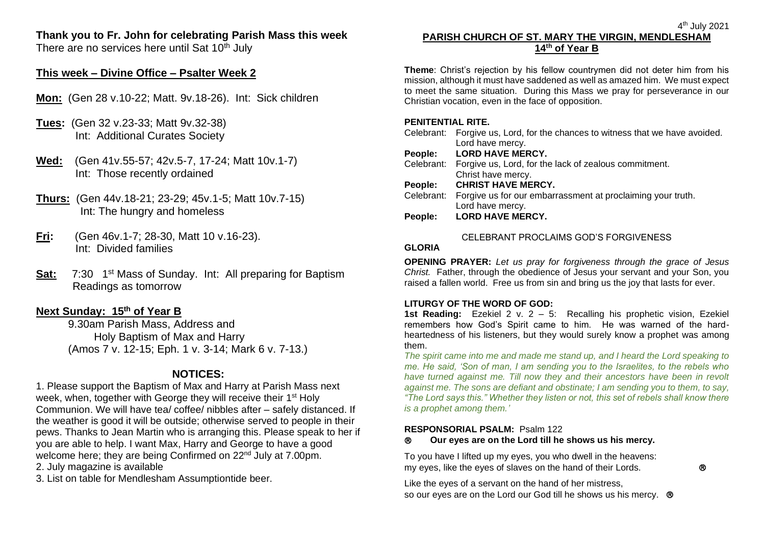**Thank you to Fr. John for celebrating Parish Mass this week**

There are no services here until Sat 10th July

## This week – Divine Office – Psalter Week 2

**Mon:** (Gen 28 v.10-22; Matt. 9v.18-26). Int: Sick children

**Tues:** (Gen 32 v.23-33; Matt 9v.32-38)
Int: Additional Curates Society

**Wed:** (Gen 41v.55-57; 42v.5-7, 17-24; Matt 10v.1-7)
Int: Those recently ordained

**Thurs:** (Gen 44v.18-21; 23-29; 45v.1-5; Matt 10v.7-15)
Int: The hungry and homeless

**Fri:** (Gen 46v.1-7; 28-30, Matt 10 v.16-23).
Int: Divided families

**Sat:** 7:30 1st Mass of Sunday. Int: All preparing for Baptism
Readings as tomorrow

## Next Sunday: 15th of Year B

9.30am Parish Mass, Address and
Holy Baptism of Max and Harry
(Amos 7 v. 12-15; Eph. 1 v. 3-14; Mark 6 v. 7-13.)

## NOTICES:

1. Please support the Baptism of Max and Harry at Parish Mass next week, when, together with George they will receive their 1st Holy Communion. We will have tea/ coffee/ nibbles after – safely distanced. If the weather is good it will be outside; otherwise served to people in their pews. Thanks to Jean Martin who is arranging this. Please speak to her if you are able to help. I want Max, Harry and George to have a good welcome here; they are being Confirmed on 22nd July at 7.00pm.
2. July magazine is available
3. List on table for Mendlesham Assumptiontide beer.

4th July 2021

# PARISH CHURCH OF ST. MARY THE VIRGIN, MENDLESHAM

## 14th of Year B

**Theme**: Christ's rejection by his fellow countrymen did not deter him from his mission, although it must have saddened as well as amazed him. We must expect to meet the same situation. During this Mass we pray for perseverance in our Christian vocation, even in the face of opposition.

**PENITENTIAL RITE.**

Celebrant: Forgive us, Lord, for the chances to witness that we have avoided. Lord have mercy.
**People: LORD HAVE MERCY.**
Celebrant: Forgive us, Lord, for the lack of zealous commitment. Christ have mercy.
**People: CHRIST HAVE MERCY.**
Celebrant: Forgive us for our embarrassment at proclaiming your truth. Lord have mercy.
**People: LORD HAVE MERCY.**

CELEBRANT PROCLAIMS GOD'S FORGIVENESS

**GLORIA**

**OPENING PRAYER:** *Let us pray for forgiveness through the grace of Jesus Christ.* Father, through the obedience of Jesus your servant and your Son, you raised a fallen world. Free us from sin and bring us the joy that lasts for ever.

**LITURGY OF THE WORD OF GOD:**

**1st Reading:** Ezekiel 2 v. 2 – 5: Recalling his prophetic vision, Ezekiel remembers how God's Spirit came to him. He was warned of the hard-heartedness of his listeners, but they would surely know a prophet was among them.

*The spirit came into me and made me stand up, and I heard the Lord speaking to me. He said, 'Son of man, I am sending you to the Israelites, to the rebels who have turned against me. Till now they and their ancestors have been in revolt against me. The sons are defiant and obstinate; I am sending you to them, to say, "The Lord says this." Whether they listen or not, this set of rebels shall know there is a prophet among them.'*

**RESPONSORIAL PSALM:** Psalm 122
® **Our eyes are on the Lord till he shows us his mercy.**

To you have I lifted up my eyes, you who dwell in the heavens:
my eyes, like the eyes of slaves on the hand of their Lords. ®

Like the eyes of a servant on the hand of her mistress,
so our eyes are on the Lord our God till he shows us his mercy. ®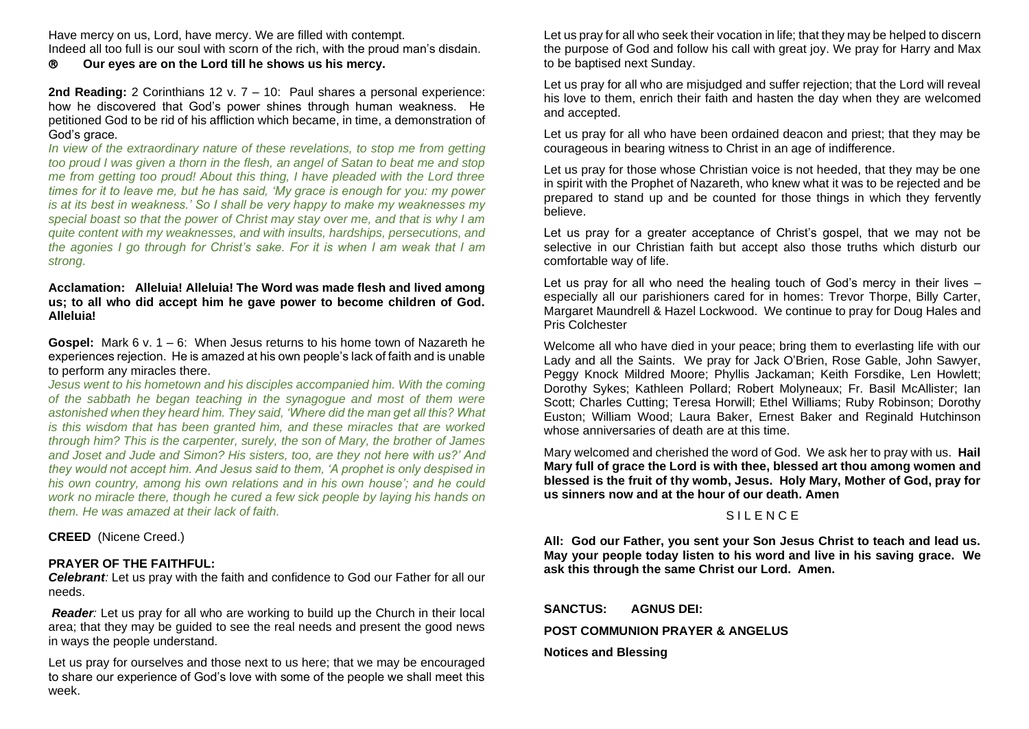Have mercy on us, Lord, have mercy. We are filled with contempt.
Indeed all too full is our soul with scorn of the rich, with the proud man's disdain.

**® Our eyes are on the Lord till he shows us his mercy.**

**2nd Reading:** 2 Corinthians 12 v. 7 – 10: Paul shares a personal experience: how he discovered that God's power shines through human weakness. He petitioned God to be rid of his affliction which became, in time, a demonstration of God's grace.

*In view of the extraordinary nature of these revelations, to stop me from getting too proud I was given a thorn in the flesh, an angel of Satan to beat me and stop me from getting too proud! About this thing, I have pleaded with the Lord three times for it to leave me, but he has said, 'My grace is enough for you: my power is at its best in weakness.' So I shall be very happy to make my weaknesses my special boast so that the power of Christ may stay over me, and that is why I am quite content with my weaknesses, and with insults, hardships, persecutions, and the agonies I go through for Christ's sake. For it is when I am weak that I am strong.*

**Acclamation: Alleluia! Alleluia! The Word was made flesh and lived among us; to all who did accept him he gave power to become children of God. Alleluia!**

**Gospel:** Mark 6 v. 1 – 6: When Jesus returns to his home town of Nazareth he experiences rejection. He is amazed at his own people's lack of faith and is unable to perform any miracles there.

*Jesus went to his hometown and his disciples accompanied him. With the coming of the sabbath he began teaching in the synagogue and most of them were astonished when they heard him. They said, 'Where did the man get all this? What is this wisdom that has been granted him, and these miracles that are worked through him? This is the carpenter, surely, the son of Mary, the brother of James and Joset and Jude and Simon? His sisters, too, are they not here with us?' And they would not accept him. And Jesus said to them, 'A prophet is only despised in his own country, among his own relations and in his own house'; and he could work no miracle there, though he cured a few sick people by laying his hands on them. He was amazed at their lack of faith.*

**CREED** (Nicene Creed.)

**PRAYER OF THE FAITHFUL:**

***Celebrant**:* Let us pray with the faith and confidence to God our Father for all our needs.

***Reader**:* Let us pray for all who are working to build up the Church in their local area; that they may be guided to see the real needs and present the good news in ways the people understand.

Let us pray for ourselves and those next to us here; that we may be encouraged to share our experience of God's love with some of the people we shall meet this week.

Let us pray for all who seek their vocation in life; that they may be helped to discern the purpose of God and follow his call with great joy. We pray for Harry and Max to be baptised next Sunday.

Let us pray for all who are misjudged and suffer rejection; that the Lord will reveal his love to them, enrich their faith and hasten the day when they are welcomed and accepted.

Let us pray for all who have been ordained deacon and priest; that they may be courageous in bearing witness to Christ in an age of indifference.

Let us pray for those whose Christian voice is not heeded, that they may be one in spirit with the Prophet of Nazareth, who knew what it was to be rejected and be prepared to stand up and be counted for those things in which they fervently believe.

Let us pray for a greater acceptance of Christ's gospel, that we may not be selective in our Christian faith but accept also those truths which disturb our comfortable way of life.

Let us pray for all who need the healing touch of God's mercy in their lives – especially all our parishioners cared for in homes: Trevor Thorpe, Billy Carter, Margaret Maundrell & Hazel Lockwood. We continue to pray for Doug Hales and Pris Colchester

Welcome all who have died in your peace; bring them to everlasting life with our Lady and all the Saints. We pray for Jack O'Brien, Rose Gable, John Sawyer, Peggy Knock Mildred Moore; Phyllis Jackaman; Keith Forsdike, Len Howlett; Dorothy Sykes; Kathleen Pollard; Robert Molyneaux; Fr. Basil McAllister; Ian Scott; Charles Cutting; Teresa Horwill; Ethel Williams; Ruby Robinson; Dorothy Euston; William Wood; Laura Baker, Ernest Baker and Reginald Hutchinson whose anniversaries of death are at this time.

Mary welcomed and cherished the word of God. We ask her to pray with us. **Hail Mary full of grace the Lord is with thee, blessed art thou among women and blessed is the fruit of thy womb, Jesus. Holy Mary, Mother of God, pray for us sinners now and at the hour of our death. Amen**

S I L E N C E

**All: God our Father, you sent your Son Jesus Christ to teach and lead us. May your people today listen to his word and live in his saving grace. We ask this through the same Christ our Lord. Amen.**

**SANCTUS: AGNUS DEI:**

**POST COMMUNION PRAYER & ANGELUS**

**Notices and Blessing**